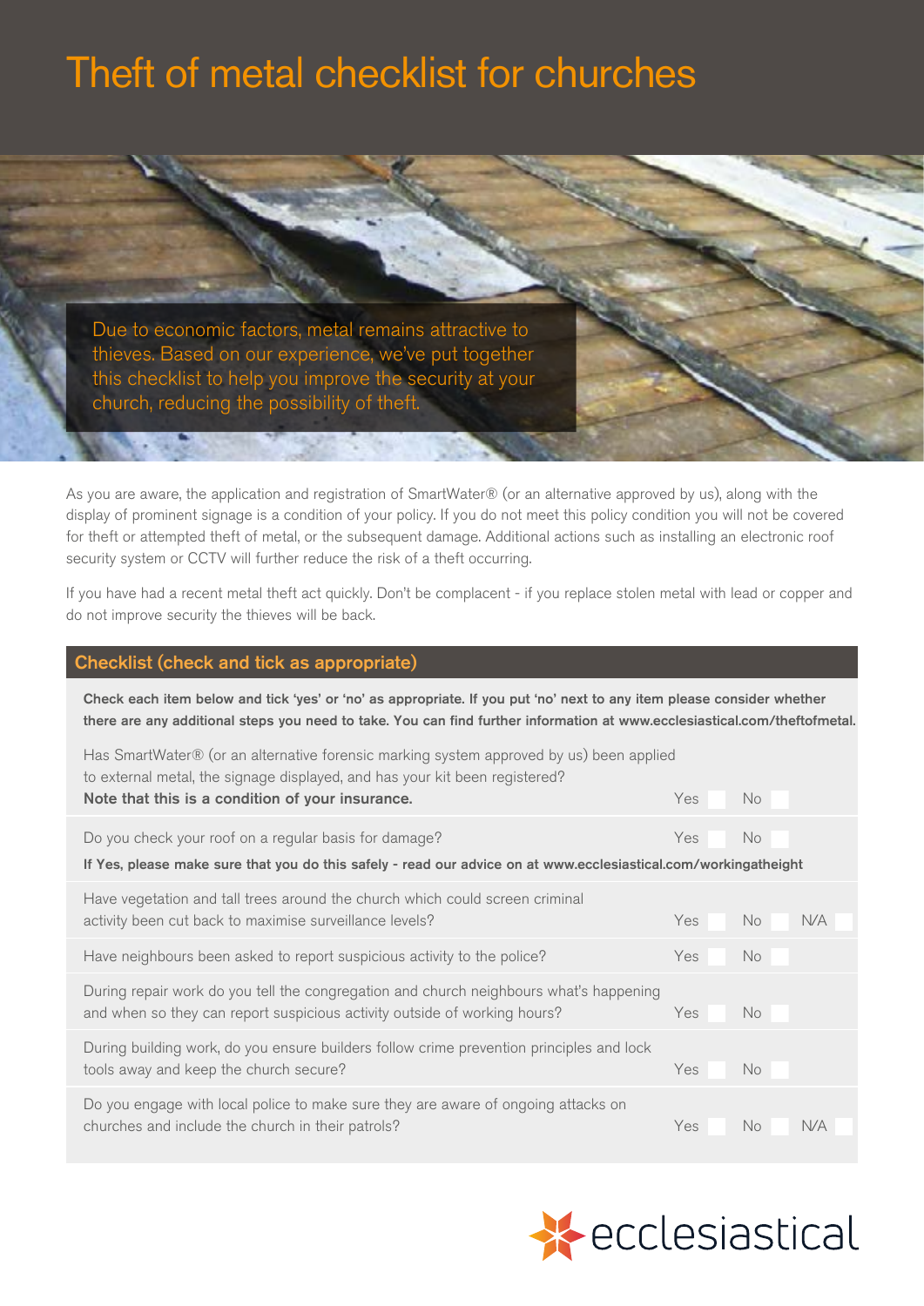# Theft of metal checklist for churches

Due to economic factors, metal remains attractive to thieves. Based on our experience, we've put together this checklist to help you improve the security at your church, reducing the possibility of theft.

As you are aware, the application and registration of SmartWater® (or an alternative approved by us), along with the display of prominent signage is a condition of your policy. If you do not meet this policy condition you will not be covered for theft or attempted theft of metal, or the subsequent damage. Additional actions such as installing an electronic roof security system or CCTV will further reduce the risk of a theft occurring.

If you have had a recent metal theft act quickly. Don't be complacent - if you replace stolen metal with lead or copper and do not improve security the thieves will be back.

## Checklist (check and tick as appropriate)

**Check each item below and tick 'yes' or 'no' as appropriate. If you put 'no' next to any item please consider whether there are any additional steps you need to take. You can find further information at www.ecclesiastical.com/theftofmetal.**

| Question | Yes | No | N/A |
|---|---|---|---|
| Has SmartWater® (or an alternative forensic marking system approved by us) been applied to external metal, the signage displayed, and has your kit been registered? **Note that this is a condition of your insurance.** | Yes ☐ | No ☐ | |
| Do you check your roof on a regular basis for damage? **If Yes, please make sure that you do this safely - read our advice on at www.ecclesiastical.com/workingatheight** | Yes ☐ | No ☐ | |
| Have vegetation and tall trees around the church which could screen criminal activity been cut back to maximise surveillance levels? | Yes ☐ | No ☐ | N/A ☐ |
| Have neighbours been asked to report suspicious activity to the police? | Yes ☐ | No ☐ | |
| During repair work do you tell the congregation and church neighbours what's happening and when so they can report suspicious activity outside of working hours? | Yes ☐ | No ☐ | |
| During building work, do you ensure builders follow crime prevention principles and lock tools away and keep the church secure? | Yes ☐ | No ☐ | |
| Do you engage with local police to make sure they are aware of ongoing attacks on churches and include the church in their patrols? | Yes ☐ | No ☐ | N/A ☐ |

ecclesiastical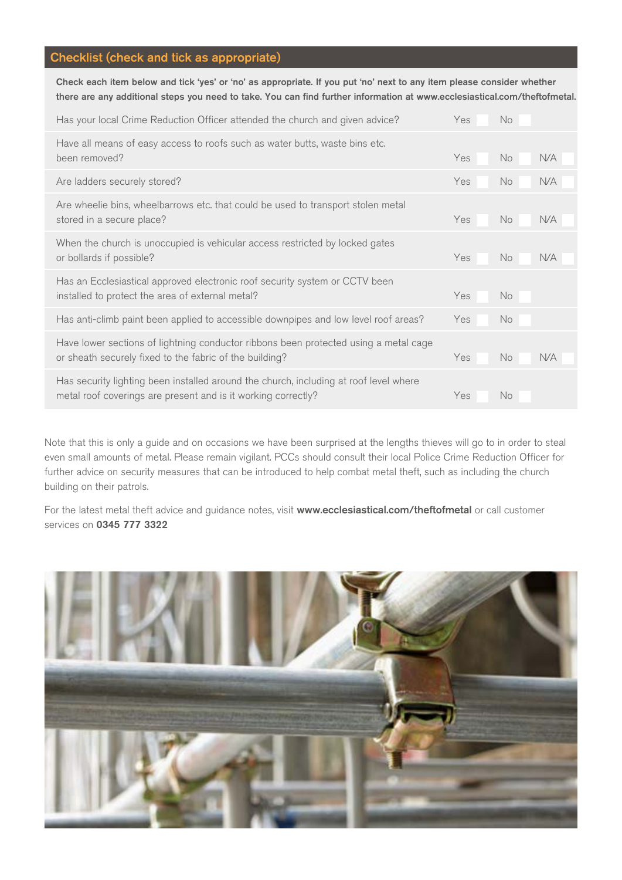## Checklist (check and tick as appropriate)

**Check each item below and tick 'yes' or 'no' as appropriate. If you put 'no' next to any item please consider whether there are any additional steps you need to take. You can find further information at www.ecclesiastical.com/theftofmetal.**

| Item | Yes | No | N/A |
|---|---|---|---|
| Has your local Crime Reduction Officer attended the church and given advice? | Yes ☐ | No ☐ | |
| Have all means of easy access to roofs such as water butts, waste bins etc. been removed? | Yes ☐ | No ☐ | N/A ☐ |
| Are ladders securely stored? | Yes ☐ | No ☐ | N/A ☐ |
| Are wheelie bins, wheelbarrows etc. that could be used to transport stolen metal stored in a secure place? | Yes ☐ | No ☐ | N/A ☐ |
| When the church is unoccupied is vehicular access restricted by locked gates or bollards if possible? | Yes ☐ | No ☐ | N/A ☐ |
| Has an Ecclesiastical approved electronic roof security system or CCTV been installed to protect the area of external metal? | Yes ☐ | No ☐ | |
| Has anti-climb paint been applied to accessible downpipes and low level roof areas? | Yes ☐ | No ☐ | |
| Have lower sections of lightning conductor ribbons been protected using a metal cage or sheath securely fixed to the fabric of the building? | Yes ☐ | No ☐ | N/A ☐ |
| Has security lighting been installed around the church, including at roof level where metal roof coverings are present and is it working correctly? | Yes ☐ | No ☐ | |

Note that this is only a guide and on occasions we have been surprised at the lengths thieves will go to in order to steal even small amounts of metal. Please remain vigilant. PCCs should consult their local Police Crime Reduction Officer for further advice on security measures that can be introduced to help combat metal theft, such as including the church building on their patrols.

For the latest metal theft advice and guidance notes, visit **www.ecclesiastical.com/theftofmetal** or call customer services on **0345 777 3322**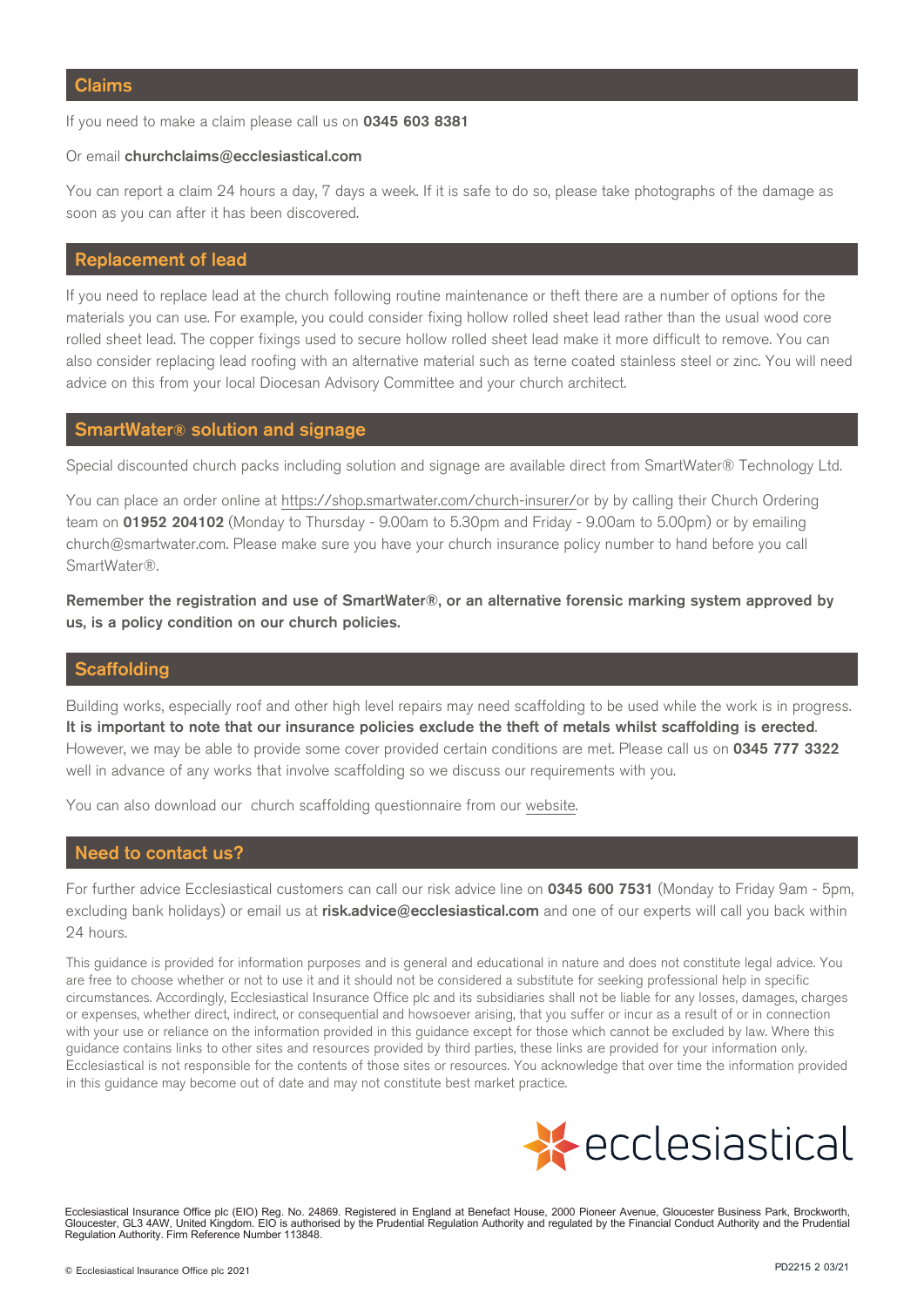## Claims

If you need to make a claim please call us on **0345 603 8381**

Or email **churchclaims@ecclesiastical.com**

You can report a claim 24 hours a day, 7 days a week. If it is safe to do so, please take photographs of the damage as soon as you can after it has been discovered.

## Replacement of lead

If you need to replace lead at the church following routine maintenance or theft there are a number of options for the materials you can use. For example, you could consider fixing hollow rolled sheet lead rather than the usual wood core rolled sheet lead. The copper fixings used to secure hollow rolled sheet lead make it more difficult to remove. You can also consider replacing lead roofing with an alternative material such as terne coated stainless steel or zinc. You will need advice on this from your local Diocesan Advisory Committee and your church architect.

## SmartWater® solution and signage

Special discounted church packs including solution and signage are available direct from SmartWater® Technology Ltd.

You can place an order online at https://shop.smartwater.com/church-insurer/or by by calling their Church Ordering team on **01952 204102** (Monday to Thursday - 9.00am to 5.30pm and Friday - 9.00am to 5.00pm) or by emailing church@smartwater.com. Please make sure you have your church insurance policy number to hand before you call SmartWater®.

**Remember the registration and use of SmartWater®, or an alternative forensic marking system approved by us, is a policy condition on our church policies.**

## Scaffolding

Building works, especially roof and other high level repairs may need scaffolding to be used while the work is in progress. **It is important to note that our insurance policies exclude the theft of metals whilst scaffolding is erected**. However, we may be able to provide some cover provided certain conditions are met. Please call us on **0345 777 3322** well in advance of any works that involve scaffolding so we discuss our requirements with you.

You can also download our church scaffolding questionnaire from our website.

## Need to contact us?

For further advice Ecclesiastical customers can call our risk advice line on **0345 600 7531** (Monday to Friday 9am - 5pm, excluding bank holidays) or email us at **risk.advice@ecclesiastical.com** and one of our experts will call you back within 24 hours.

This guidance is provided for information purposes and is general and educational in nature and does not constitute legal advice. You are free to choose whether or not to use it and it should not be considered a substitute for seeking professional help in specific circumstances. Accordingly, Ecclesiastical Insurance Office plc and its subsidiaries shall not be liable for any losses, damages, charges or expenses, whether direct, indirect, or consequential and howsoever arising, that you suffer or incur as a result of or in connection with your use or reliance on the information provided in this guidance except for those which cannot be excluded by law. Where this guidance contains links to other sites and resources provided by third parties, these links are provided for your information only. Ecclesiastical is not responsible for the contents of those sites or resources. You acknowledge that over time the information provided in this guidance may become out of date and may not constitute best market practice.

ecclesiastical

Ecclesiastical Insurance Office plc (EIO) Reg. No. 24869. Registered in England at Benefact House, 2000 Pioneer Avenue, Gloucester Business Park, Brockworth, Gloucester, GL3 4AW, United Kingdom. EIO is authorised by the Prudential Regulation Authority and regulated by the Financial Conduct Authority and the Prudential Regulation Authority. Firm Reference Number 113848.

© Ecclesiastical Insurance Office plc 2021

PD2215 2 03/21